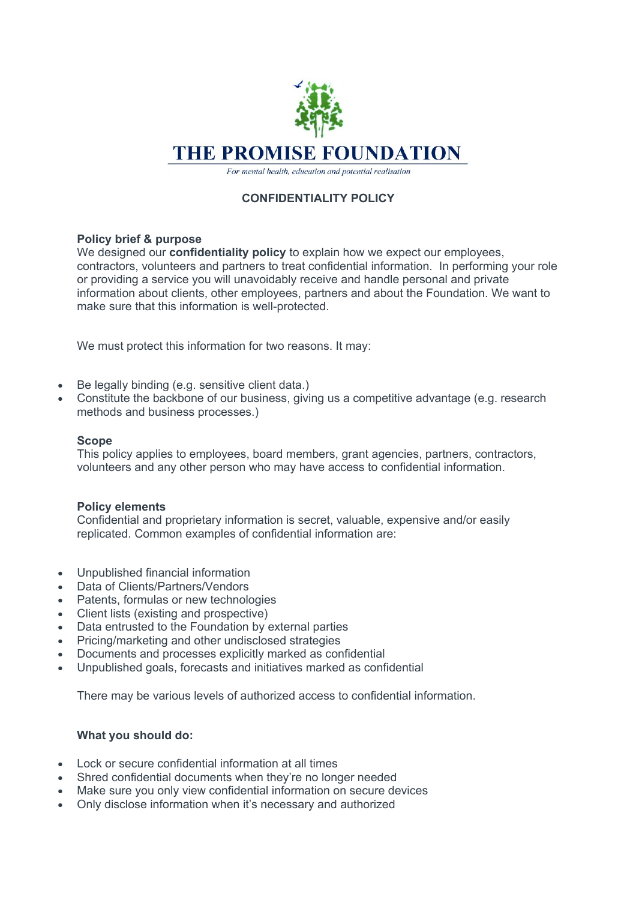# THE PROMISE FOUNDATION

*For mental health, education and potential realisation*

## CONFIDENTIALITY POLICY

**Policy brief & purpose**

We designed our **confidentiality policy** to explain how we expect our employees, contractors, volunteers and partners to treat confidential information. In performing your role or providing a service you will unavoidably receive and handle personal and private information about clients, other employees, partners and about the Foundation. We want to make sure that this information is well-protected.

We must protect this information for two reasons. It may:

- Be legally binding (e.g. sensitive client data.)
- Constitute the backbone of our business, giving us a competitive advantage (e.g. research methods and business processes.)

**Scope**

This policy applies to employees, board members, grant agencies, partners, contractors, volunteers and any other person who may have access to confidential information.

**Policy elements**

Confidential and proprietary information is secret, valuable, expensive and/or easily replicated. Common examples of confidential information are:

- Unpublished financial information
- Data of Clients/Partners/Vendors
- Patents, formulas or new technologies
- Client lists (existing and prospective)
- Data entrusted to the Foundation by external parties
- Pricing/marketing and other undisclosed strategies
- Documents and processes explicitly marked as confidential
- Unpublished goals, forecasts and initiatives marked as confidential

There may be various levels of authorized access to confidential information.

**What you should do:**

- Lock or secure confidential information at all times
- Shred confidential documents when they're no longer needed
- Make sure you only view confidential information on secure devices
- Only disclose information when it's necessary and authorized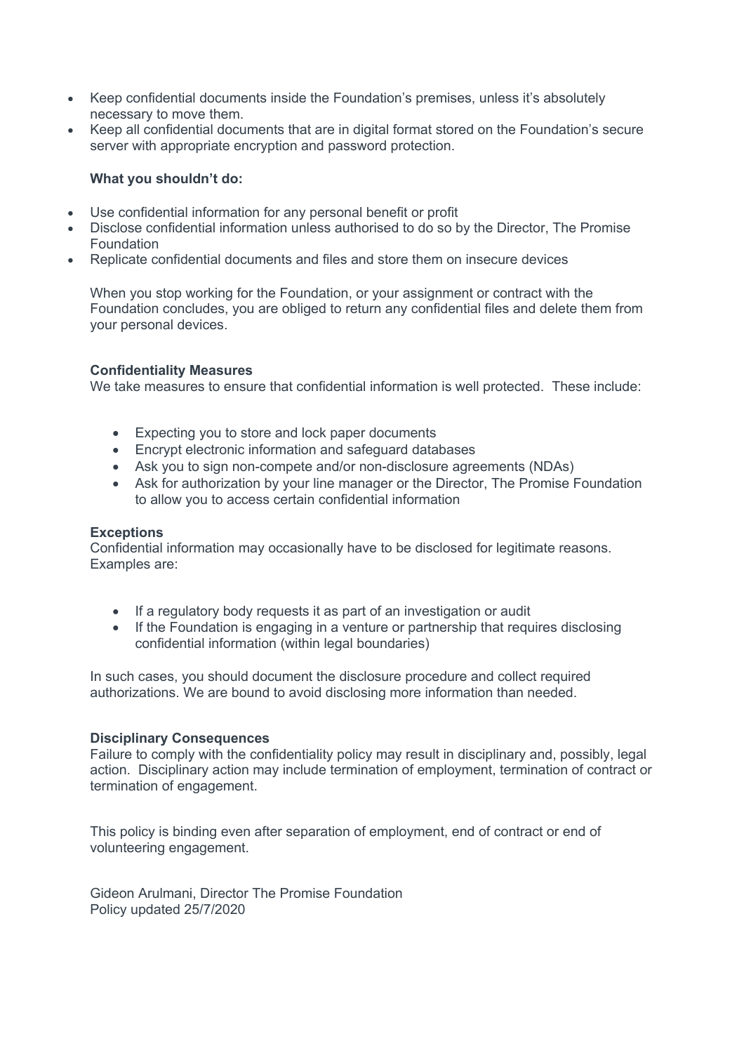- Keep confidential documents inside the Foundation's premises, unless it's absolutely necessary to move them.
- Keep all confidential documents that are in digital format stored on the Foundation's secure server with appropriate encryption and password protection.

**What you shouldn't do:**

- Use confidential information for any personal benefit or profit
- Disclose confidential information unless authorised to do so by the Director, The Promise Foundation
- Replicate confidential documents and files and store them on insecure devices

When you stop working for the Foundation, or your assignment or contract with the Foundation concludes, you are obliged to return any confidential files and delete them from your personal devices.

**Confidentiality Measures**

We take measures to ensure that confidential information is well protected. These include:

- Expecting you to store and lock paper documents
- Encrypt electronic information and safeguard databases
- Ask you to sign non-compete and/or non-disclosure agreements (NDAs)
- Ask for authorization by your line manager or the Director, The Promise Foundation to allow you to access certain confidential information

**Exceptions**

Confidential information may occasionally have to be disclosed for legitimate reasons. Examples are:

- If a regulatory body requests it as part of an investigation or audit
- If the Foundation is engaging in a venture or partnership that requires disclosing confidential information (within legal boundaries)

In such cases, you should document the disclosure procedure and collect required authorizations. We are bound to avoid disclosing more information than needed.

**Disciplinary Consequences**

Failure to comply with the confidentiality policy may result in disciplinary and, possibly, legal action. Disciplinary action may include termination of employment, termination of contract or termination of engagement.

This policy is binding even after separation of employment, end of contract or end of volunteering engagement.

Gideon Arulmani, Director The Promise Foundation
Policy updated 25/7/2020